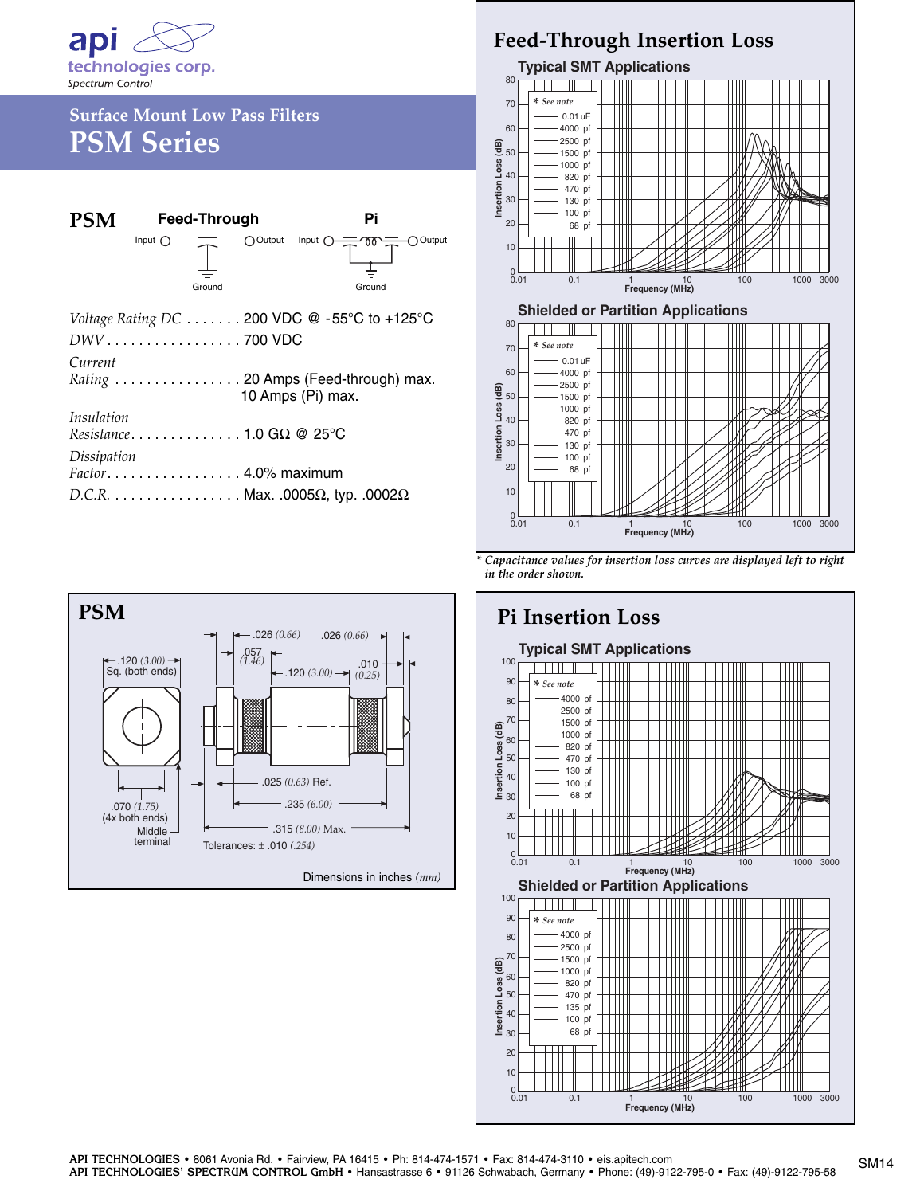api technologies corp.
Spectrum Control

# Surface Mount Low Pass Filters
# PSM Series

## PSM

**Feed-Through** — Input, Output, Ground

**Pi** — Input, Output, Ground

*Voltage Rating DC* . . . . . . . 200 VDC @ -55°C to +125°C

*DWV* . . . . . . . . . . . . . . . . . 700 VDC

*Current Rating* . . . . . . . . . . . . . . . . 20 Amps (Feed-through) max.
10 Amps (Pi) max.

*Insulation Resistance*. . . . . . . . . . . . . . 1.0 GΩ @ 25°C

*Dissipation Factor*. . . . . . . . . . . . . . . . . 4.0% maximum

*D.C.R.* . . . . . . . . . . . . . . . . Max. .0005Ω, typ. .0002Ω

## Feed-Through Insertion Loss

### Typical SMT Applications

Insertion Loss (dB) vs. Frequency (MHz), 0.01 to 3000 MHz, 0 to 80 dB.

\* See note: 0.01 uF, 4000 pf, 2500 pf, 1500 pf, 1000 pf, 820 pf, 470 pf, 130 pf, 100 pf, 68 pf

### Shielded or Partition Applications

Insertion Loss (dB) vs. Frequency (MHz), 0.01 to 3000 MHz, 0 to 80 dB.

\* See note: 0.01 uF, 4000 pf, 2500 pf, 1500 pf, 1000 pf, 820 pf, 470 pf, 130 pf, 100 pf, 68 pf

*\* Capacitance values for insertion loss curves are displayed left to right in the order shown.*

## PSM

.120 *(3.00)* Sq. (both ends)

.070 *(1.75)* (4x both ends)

Middle terminal

.026 *(0.66)*

.026 *(0.66)*

.057 *(1.46)*

.120 *(3.00)*

.010 *(0.25)*

.025 *(0.63)* Ref.

.235 *(6.00)*

.315 *(8.00)* Max.

Tolerances: ± .010 *(.254)*

Dimensions in inches *(mm)*

## Pi Insertion Loss

### Typical SMT Applications

Insertion Loss (dB) vs. Frequency (MHz), 0.01 to 3000 MHz, 0 to 100 dB.

\* See note: 4000 pf, 2500 pf, 1500 pf, 1000 pf, 820 pf, 470 pf, 130 pf, 100 pf, 68 pf

### Shielded or Partition Applications

Insertion Loss (dB) vs. Frequency (MHz), 0.01 to 3000 MHz, 0 to 100 dB.

\* See note: 4000 pf, 2500 pf, 1500 pf, 1000 pf, 820 pf, 470 pf, 135 pf, 100 pf, 68 pf

**API TECHNOLOGIES** • 8061 Avonia Rd. • Fairview, PA 16415 • Ph: 814-474-1571 • Fax: 814-474-3110 • eis.apitech.com
**API TECHNOLOGIES' SPECTRUM CONTROL GmbH** • Hansastrasse 6 • 91126 Schwabach, Germany • Phone: (49)-9122-795-0 • Fax: (49)-9122-795-58

SM14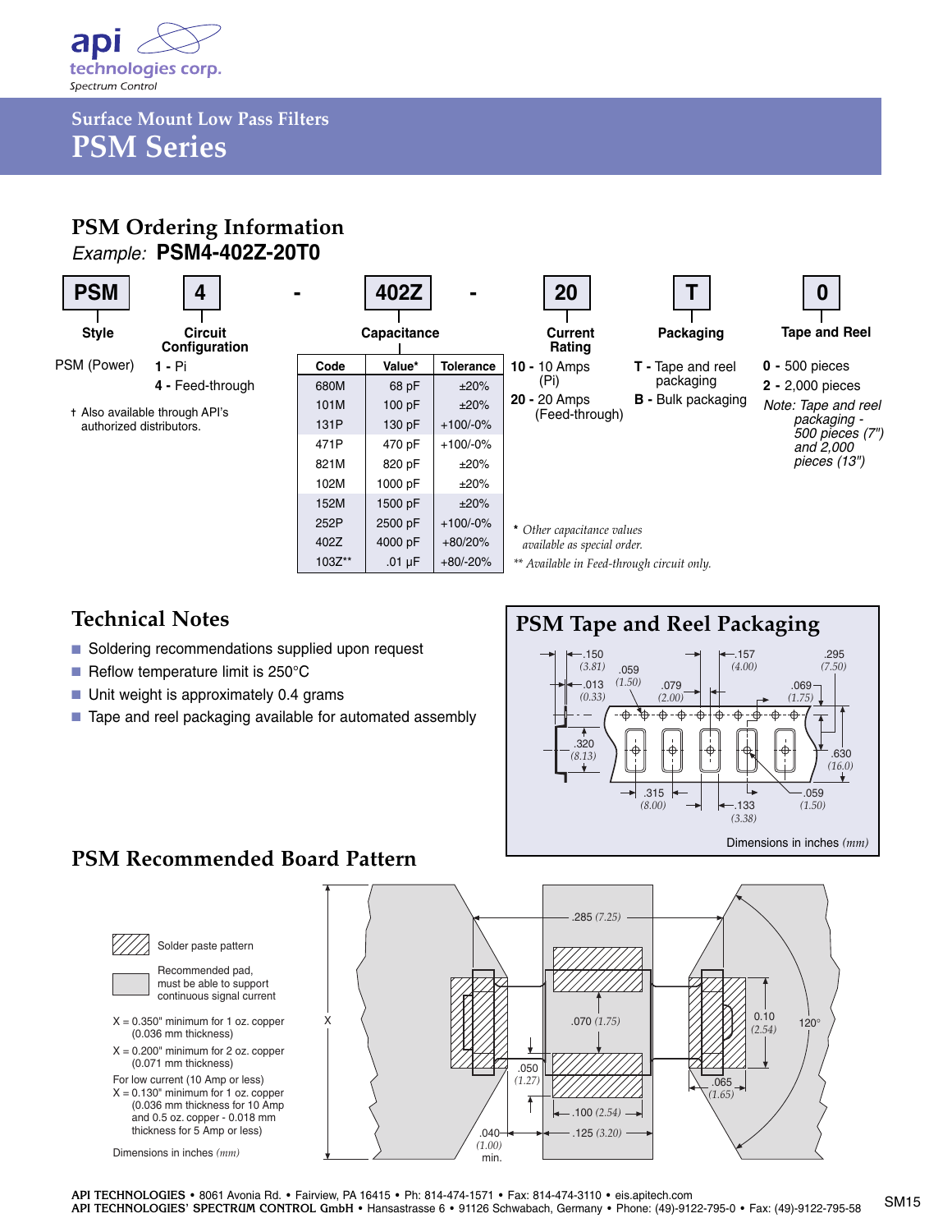## Surface Mount Low Pass Filters
# PSM Series

## PSM Ordering Information

*Example:* **PSM4-402Z-20T0**

| PSM | 4 | - | 402Z | - | 20 | T | 0 |
|---|---|---|---|---|---|---|---|
| Style | Circuit Configuration | | Capacitance | | Current Rating | Packaging | Tape and Reel |

**Style**
PSM (Power)

**Circuit Configuration**
**1 -** Pi
**4 -** Feed-through

† Also available through API's authorized distributors.

**Capacitance**

| Code | Value* | Tolerance |
|---|---|---|
| 680M | 68 pF | ±20% |
| 101M | 100 pF | ±20% |
| 131P | 130 pF | +100/-0% |
| 471P | 470 pF | +100/-0% |
| 821M | 820 pF | ±20% |
| 102M | 1000 pF | ±20% |
| 152M | 1500 pF | ±20% |
| 252P | 2500 pF | +100/-0% |
| 402Z | 4000 pF | +80/20% |
| 103Z** | .01 µF | +80/-20% |

**Current Rating**
**10 -** 10 Amps (Pi)
**20 -** 20 Amps (Feed-through)

**Packaging**
**T -** Tape and reel packaging
**B -** Bulk packaging

**Tape and Reel**
**0 -** 500 pieces
**2 -** 2,000 pieces

*Note: Tape and reel packaging - 500 pieces (7") and 2,000 pieces (13")*

\* *Other capacitance values available as special order.*

** *Available in Feed-through circuit only.*

## Technical Notes

- Soldering recommendations supplied upon request
- Reflow temperature limit is 250°C
- Unit weight is approximately 0.4 grams
- Tape and reel packaging available for automated assembly

## PSM Tape and Reel Packaging

.150 (3.81) .059 (1.50) .013 (0.33) .079 (2.00) .157 (4.00) .295 (7.50) .069 (1.75) .320 (8.13) .630 (16.0) .315 (8.00) .133 (3.38) .059 (1.50)

Dimensions in inches *(mm)*

## PSM Recommended Board Pattern

Solder paste pattern

Recommended pad, must be able to support continuous signal current

X = 0.350" minimum for 1 oz. copper (0.036 mm thickness)

X = 0.200" minimum for 2 oz. copper (0.071 mm thickness)

For low current (10 Amp or less)
X = 0.130" minimum for 1 oz. copper (0.036 mm thickness for 10 Amp and 0.5 oz. copper - 0.018 mm thickness for 5 Amp or less)

Dimensions in inches *(mm)*

X .285 *(7.25)* .070 *(1.75)* .050 *(1.27)* .100 *(2.54)* .125 *(3.20)* .040 *(1.00)* min. 0.10 *(2.54)* .065 *(1.65)* 120°

**API TECHNOLOGIES** • 8061 Avonia Rd. • Fairview, PA 16415 • Ph: 814-474-1571 • Fax: 814-474-3110 • eis.apitech.com
**API TECHNOLOGIES' SPECTRUM CONTROL GmbH** • Hansastrasse 6 • 91126 Schwabach, Germany • Phone: (49)-9122-795-0 • Fax: (49)-9122-795-58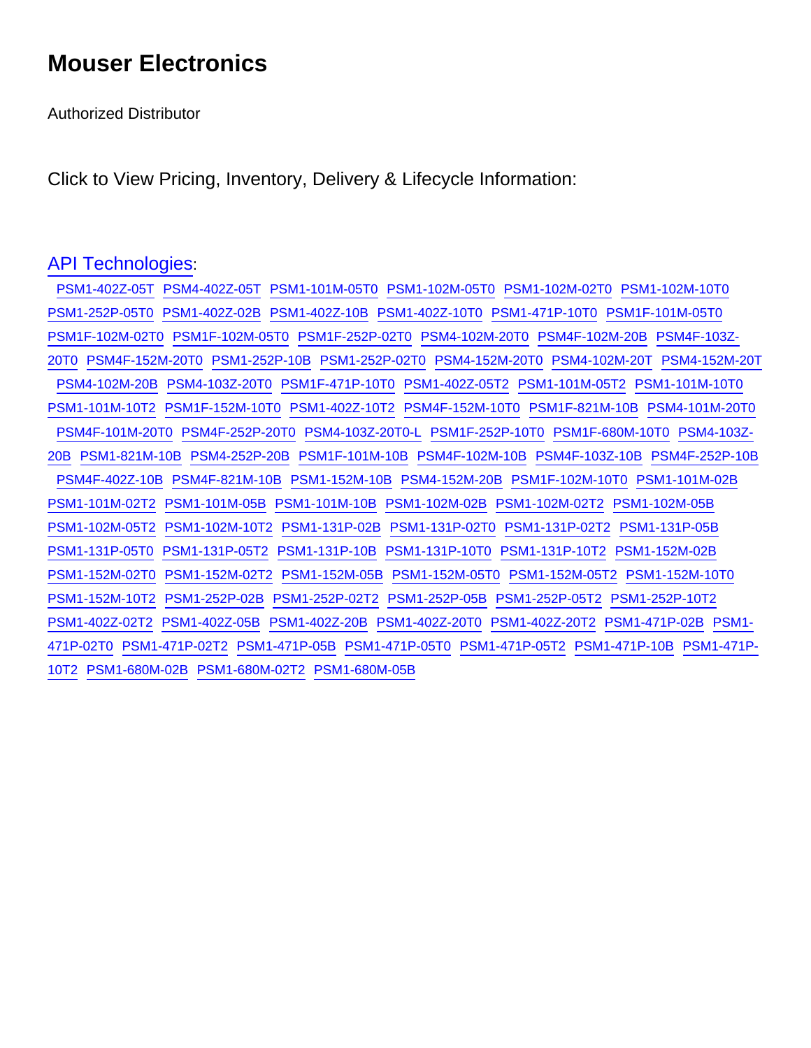# Mouser Electronics

Authorized Distributor

Click to View Pricing, Inventory, Delivery & Lifecycle Information:

API Technologies:

PSM1-402Z-05T PSM4-402Z-05T PSM1-101M-05T0 PSM1-102M-05T0 PSM1-102M-02T0 PSM1-102M-10T0 PSM1-252P-05T0 PSM1-402Z-02B PSM1-402Z-10B PSM1-402Z-10T0 PSM1-471P-10T0 PSM1F-101M-05T0 PSM1F-102M-02T0 PSM1F-102M-05T0 PSM1F-252P-02T0 PSM4-102M-20T0 PSM4F-102M-20B PSM4F-103Z-20T0 PSM4F-152M-20T0 PSM1-252P-10B PSM1-252P-02T0 PSM4-152M-20T0 PSM4-102M-20T PSM4-152M-20T PSM4-102M-20B PSM4-103Z-20T0 PSM1F-471P-10T0 PSM1-402Z-05T2 PSM1-101M-05T2 PSM1-101M-10T0 PSM1-101M-10T2 PSM1F-152M-10T0 PSM1-402Z-10T2 PSM4F-152M-10T0 PSM1F-821M-10B PSM4-101M-20T0 PSM4F-101M-20T0 PSM4F-252P-20T0 PSM4-103Z-20T0-L PSM1F-252P-10T0 PSM1F-680M-10T0 PSM4-103Z-20B PSM1-821M-10B PSM4-252P-20B PSM1F-101M-10B PSM4F-102M-10B PSM4F-103Z-10B PSM4F-252P-10B PSM4F-402Z-10B PSM4F-821M-10B PSM1-152M-10B PSM4-152M-20B PSM1F-102M-10T0 PSM1-101M-02B PSM1-101M-02T2 PSM1-101M-05B PSM1-101M-10B PSM1-102M-02B PSM1-102M-02T2 PSM1-102M-05B PSM1-102M-05T2 PSM1-102M-10T2 PSM1-131P-02B PSM1-131P-02T0 PSM1-131P-02T2 PSM1-131P-05B PSM1-131P-05T0 PSM1-131P-05T2 PSM1-131P-10B PSM1-131P-10T0 PSM1-131P-10T2 PSM1-152M-02B PSM1-152M-02T0 PSM1-152M-02T2 PSM1-152M-05B PSM1-152M-05T0 PSM1-152M-05T2 PSM1-152M-10T0 PSM1-152M-10T2 PSM1-252P-02B PSM1-252P-02T2 PSM1-252P-05B PSM1-252P-05T2 PSM1-252P-10T2 PSM1-402Z-02T2 PSM1-402Z-05B PSM1-402Z-20B PSM1-402Z-20T0 PSM1-402Z-20T2 PSM1-471P-02B PSM1-471P-02T0 PSM1-471P-02T2 PSM1-471P-05B PSM1-471P-05T0 PSM1-471P-05T2 PSM1-471P-10B PSM1-471P-10T2 PSM1-680M-02B PSM1-680M-02T2 PSM1-680M-05B